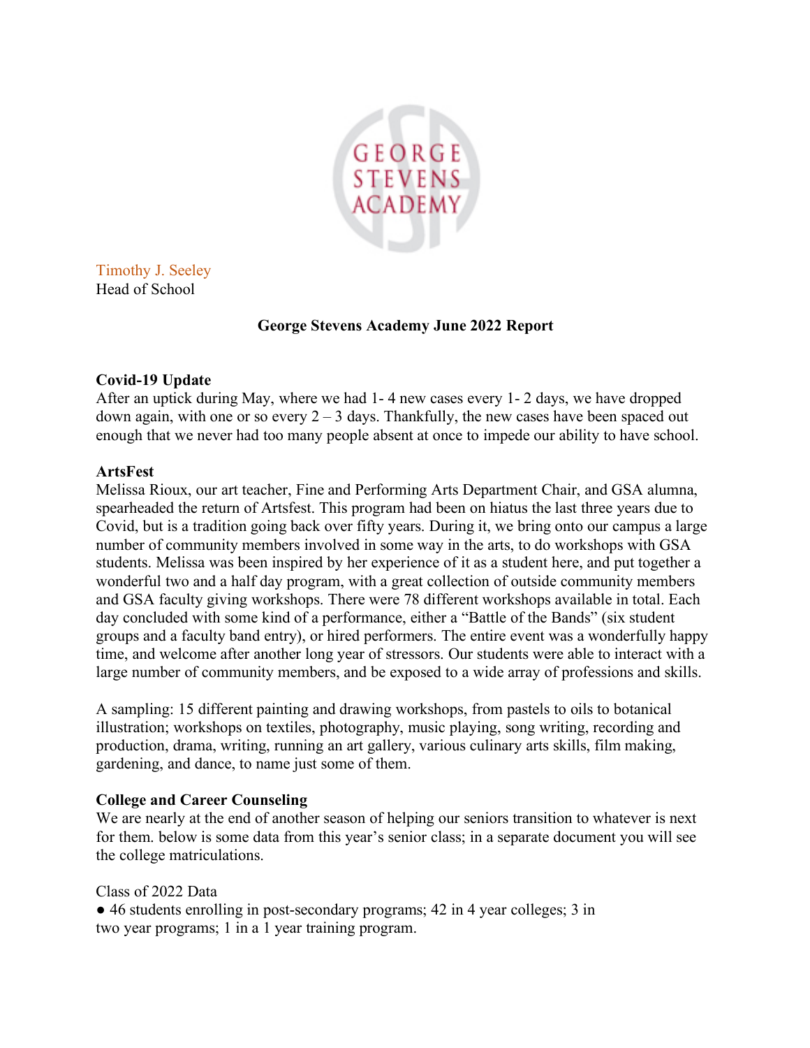Timothy J. Seeley
Head of School

**George Stevens Academy June 2022 Report**

**Covid-19 Update**

After an uptick during May, where we had 1- 4 new cases every 1- 2 days, we have dropped down again, with one or so every 2 – 3 days. Thankfully, the new cases have been spaced out enough that we never had too many people absent at once to impede our ability to have school.

**ArtsFest**

Melissa Rioux, our art teacher, Fine and Performing Arts Department Chair, and GSA alumna, spearheaded the return of Artsfest. This program had been on hiatus the last three years due to Covid, but is a tradition going back over fifty years. During it, we bring onto our campus a large number of community members involved in some way in the arts, to do workshops with GSA students. Melissa was been inspired by her experience of it as a student here, and put together a wonderful two and a half day program, with a great collection of outside community members and GSA faculty giving workshops. There were 78 different workshops available in total. Each day concluded with some kind of a performance, either a "Battle of the Bands" (six student groups and a faculty band entry), or hired performers. The entire event was a wonderfully happy time, and welcome after another long year of stressors. Our students were able to interact with a large number of community members, and be exposed to a wide array of professions and skills.

A sampling: 15 different painting and drawing workshops, from pastels to oils to botanical illustration; workshops on textiles, photography, music playing, song writing, recording and production, drama, writing, running an art gallery, various culinary arts skills, film making, gardening, and dance, to name just some of them.

**College and Career Counseling**

We are nearly at the end of another season of helping our seniors transition to whatever is next for them. below is some data from this year's senior class; in a separate document you will see the college matriculations.

Class of 2022 Data

- 46 students enrolling in post-secondary programs; 42 in 4 year colleges; 3 in two year programs; 1 in a 1 year training program.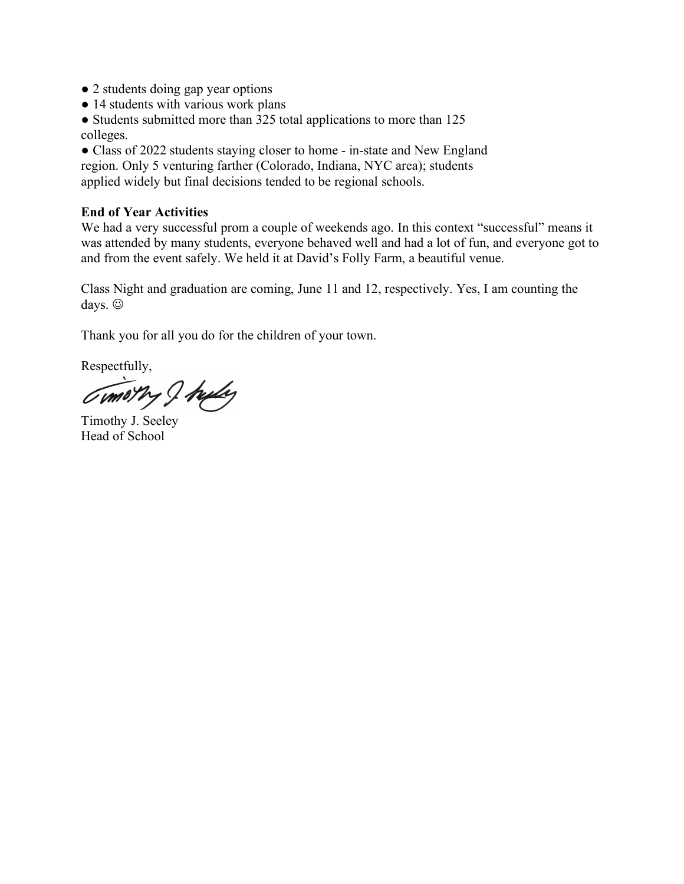- 2 students doing gap year options
- 14 students with various work plans
- Students submitted more than 325 total applications to more than 125 colleges.
- Class of 2022 students staying closer to home - in-state and New England region. Only 5 venturing farther (Colorado, Indiana, NYC area); students applied widely but final decisions tended to be regional schools.

**End of Year Activities**

We had a very successful prom a couple of weekends ago. In this context "successful" means it was attended by many students, everyone behaved well and had a lot of fun, and everyone got to and from the event safely. We held it at David's Folly Farm, a beautiful venue.

Class Night and graduation are coming, June 11 and 12, respectively. Yes, I am counting the days. ☺

Thank you for all you do for the children of your town.

Respectfully,

Timothy J. Seeley
Head of School